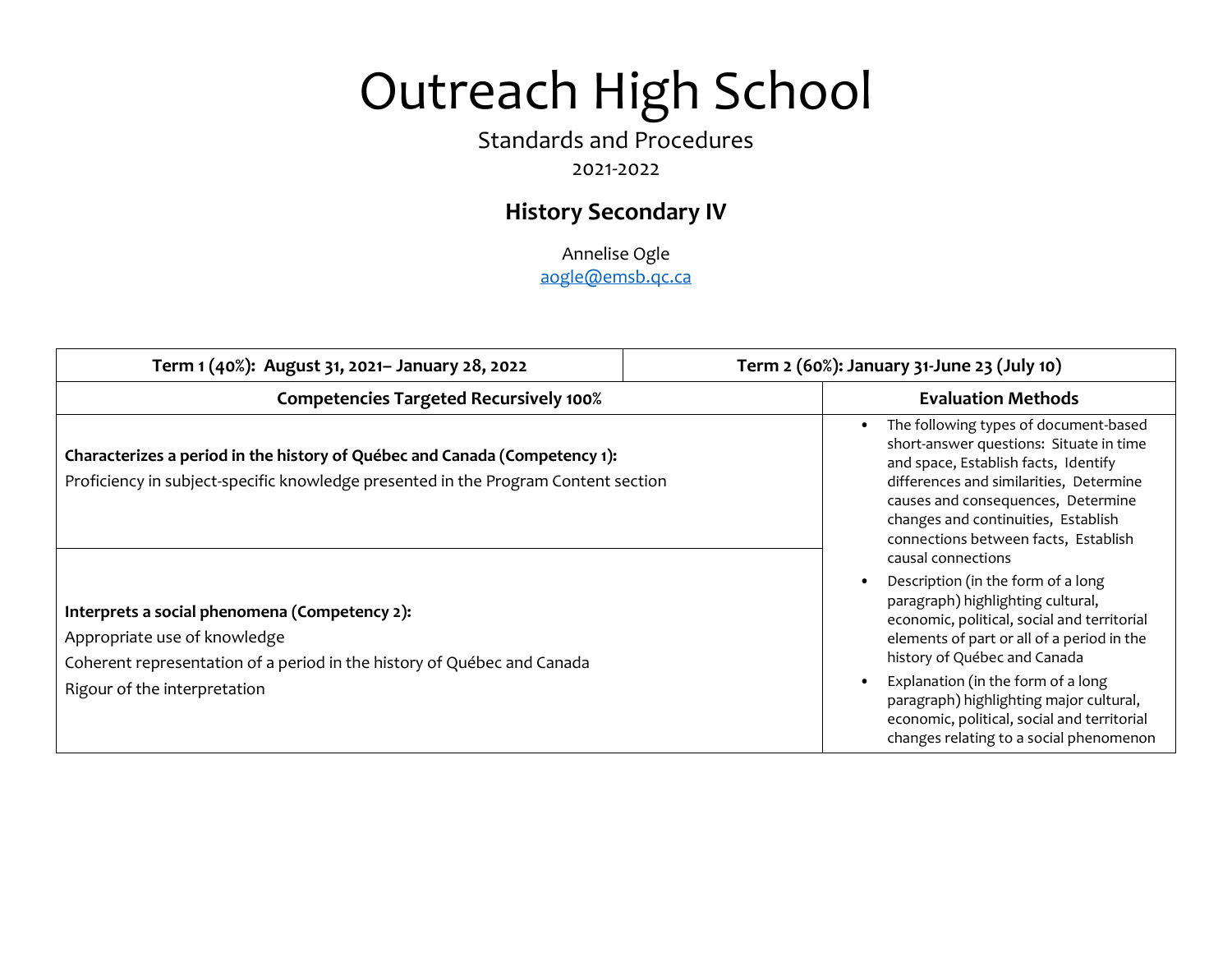# Outreach High School

Standards and Procedures

2021-2022

## History Secondary IV

Annelise Ogle
aogle@emsb.qc.ca

| Term 1 (40%): August 31, 2021– January 28, 2022 | Term 2 (60%): January 31-June 23 (July 10) |
|---|---|
| **Competencies Targeted Recursively 100%** | **Evaluation Methods** |
| **Characterizes a period in the history of Québec and Canada (Competency 1):**<br>Proficiency in subject-specific knowledge presented in the Program Content section | • The following types of document-based short-answer questions: Situate in time and space, Establish facts, Identify differences and similarities, Determine causes and consequences, Determine changes and continuities, Establish connections between facts, Establish causal connections<br>• Description (in the form of a long paragraph) highlighting cultural, economic, political, social and territorial elements of part or all of a period in the history of Québec and Canada<br>• Explanation (in the form of a long paragraph) highlighting major cultural, economic, political, social and territorial changes relating to a social phenomenon |
| **Interprets a social phenomena (Competency 2):**<br>Appropriate use of knowledge<br>Coherent representation of a period in the history of Québec and Canada<br>Rigour of the interpretation | |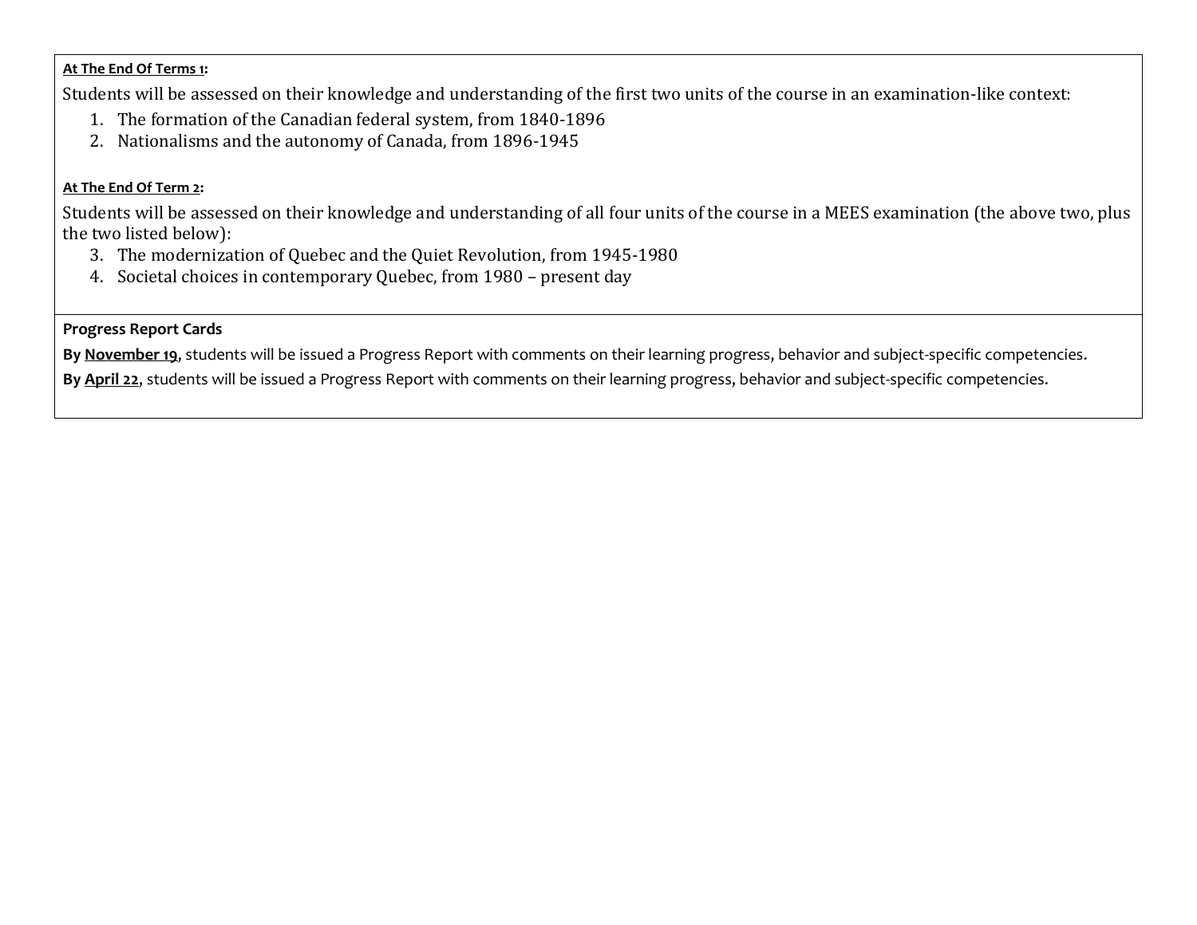**At The End Of Terms 1:**

Students will be assessed on their knowledge and understanding of the first two units of the course in an examination-like context:

1. The formation of the Canadian federal system, from 1840-1896
2. Nationalisms and the autonomy of Canada, from 1896-1945

**At The End Of Term 2:**

Students will be assessed on their knowledge and understanding of all four units of the course in a MEES examination (the above two, plus the two listed below):

3. The modernization of Quebec and the Quiet Revolution, from 1945-1980
4. Societal choices in contemporary Quebec, from 1980 – present day

**Progress Report Cards**

**By November 19,** students will be issued a Progress Report with comments on their learning progress, behavior and subject-specific competencies.

**By April 22**, students will be issued a Progress Report with comments on their learning progress, behavior and subject-specific competencies.